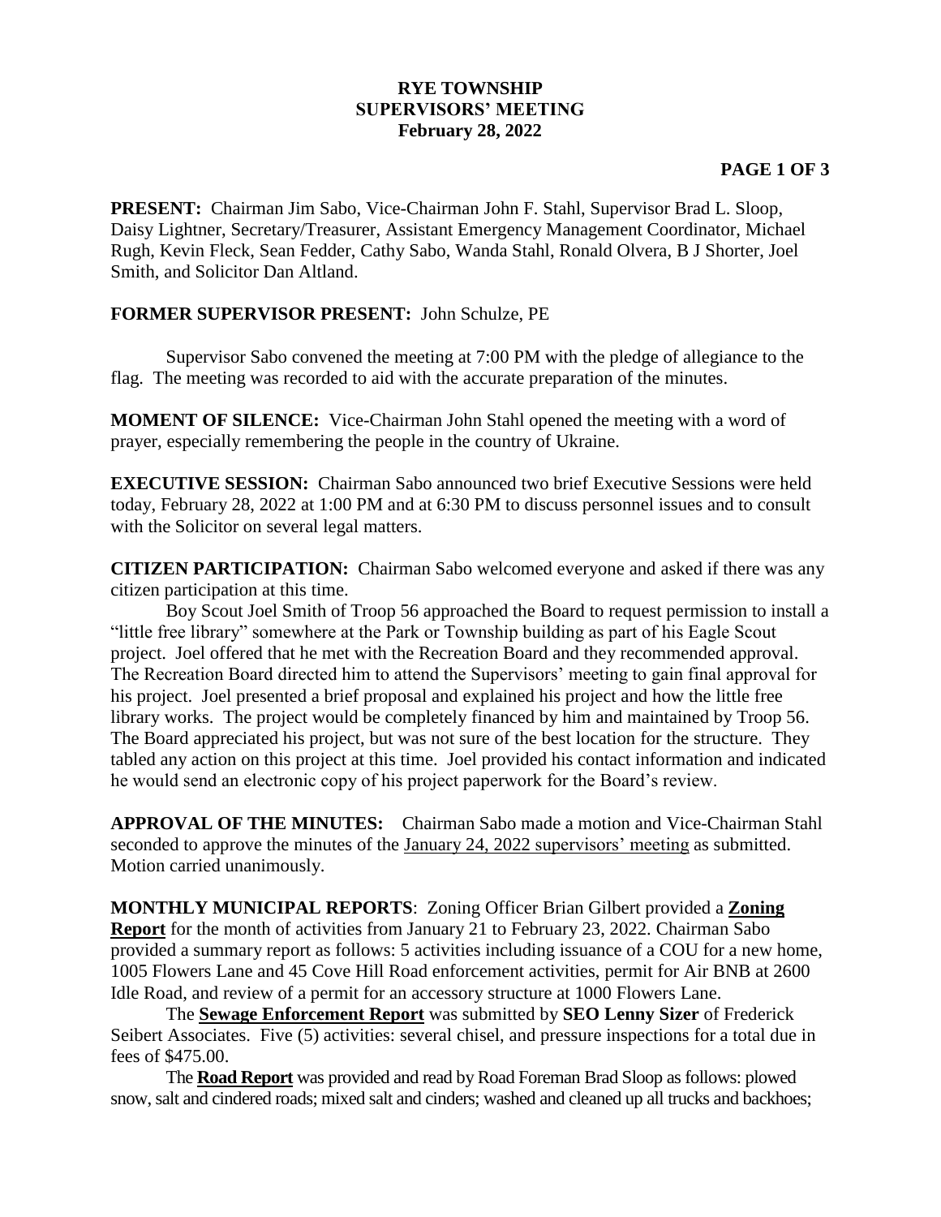# RYE TOWNSHIP
# SUPERVISORS' MEETING
# February 28, 2022

**PRESENT:** Chairman Jim Sabo, Vice-Chairman John F. Stahl, Supervisor Brad L. Sloop, Daisy Lightner, Secretary/Treasurer, Assistant Emergency Management Coordinator, Michael Rugh, Kevin Fleck, Sean Fedder, Cathy Sabo, Wanda Stahl, Ronald Olvera, B J Shorter, Joel Smith, and Solicitor Dan Altland.

**FORMER SUPERVISOR PRESENT:** John Schulze, PE

Supervisor Sabo convened the meeting at 7:00 PM with the pledge of allegiance to the flag. The meeting was recorded to aid with the accurate preparation of the minutes.

**MOMENT OF SILENCE:** Vice-Chairman John Stahl opened the meeting with a word of prayer, especially remembering the people in the country of Ukraine.

**EXECUTIVE SESSION:** Chairman Sabo announced two brief Executive Sessions were held today, February 28, 2022 at 1:00 PM and at 6:30 PM to discuss personnel issues and to consult with the Solicitor on several legal matters.

**CITIZEN PARTICIPATION:** Chairman Sabo welcomed everyone and asked if there was any citizen participation at this time.

Boy Scout Joel Smith of Troop 56 approached the Board to request permission to install a "little free library" somewhere at the Park or Township building as part of his Eagle Scout project. Joel offered that he met with the Recreation Board and they recommended approval. The Recreation Board directed him to attend the Supervisors' meeting to gain final approval for his project. Joel presented a brief proposal and explained his project and how the little free library works. The project would be completely financed by him and maintained by Troop 56. The Board appreciated his project, but was not sure of the best location for the structure. They tabled any action on this project at this time. Joel provided his contact information and indicated he would send an electronic copy of his project paperwork for the Board's review.

**APPROVAL OF THE MINUTES:** Chairman Sabo made a motion and Vice-Chairman Stahl seconded to approve the minutes of the <u>January 24, 2022 supervisors' meeting</u> as submitted. Motion carried unanimously.

**MONTHLY MUNICIPAL REPORTS**: Zoning Officer Brian Gilbert provided a **<u>Zoning Report</u>** for the month of activities from January 21 to February 23, 2022. Chairman Sabo provided a summary report as follows: 5 activities including issuance of a COU for a new home, 1005 Flowers Lane and 45 Cove Hill Road enforcement activities, permit for Air BNB at 2600 Idle Road, and review of a permit for an accessory structure at 1000 Flowers Lane.

The **<u>Sewage Enforcement Report</u>** was submitted by **SEO Lenny Sizer** of Frederick Seibert Associates. Five (5) activities: several chisel, and pressure inspections for a total due in fees of $475.00.

The **<u>Road Report</u>** was provided and read by Road Foreman Brad Sloop as follows: plowed snow, salt and cindered roads; mixed salt and cinders; washed and cleaned up all trucks and backhoes;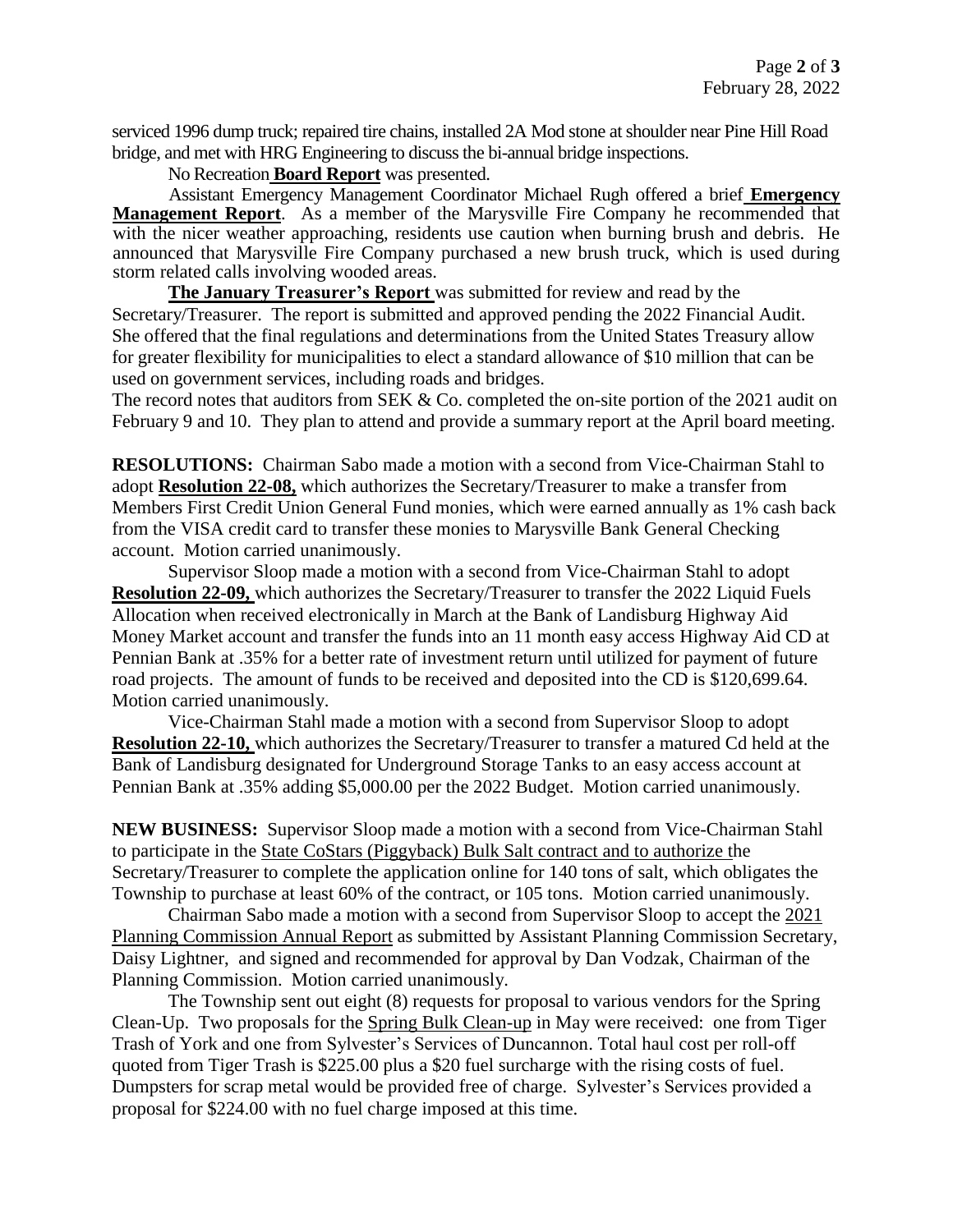serviced 1996 dump truck; repaired tire chains, installed 2A Mod stone at shoulder near Pine Hill Road bridge, and met with HRG Engineering to discuss the bi-annual bridge inspections.

No Recreation **Board Report** was presented.

Assistant Emergency Management Coordinator Michael Rugh offered a brief **Emergency Management Report**. As a member of the Marysville Fire Company he recommended that with the nicer weather approaching, residents use caution when burning brush and debris. He announced that Marysville Fire Company purchased a new brush truck, which is used during storm related calls involving wooded areas.

**The January Treasurer's Report** was submitted for review and read by the Secretary/Treasurer. The report is submitted and approved pending the 2022 Financial Audit. She offered that the final regulations and determinations from the United States Treasury allow for greater flexibility for municipalities to elect a standard allowance of $10 million that can be used on government services, including roads and bridges.

The record notes that auditors from SEK & Co. completed the on-site portion of the 2021 audit on February 9 and 10. They plan to attend and provide a summary report at the April board meeting.

**RESOLUTIONS:** Chairman Sabo made a motion with a second from Vice-Chairman Stahl to adopt **Resolution 22-08,** which authorizes the Secretary/Treasurer to make a transfer from Members First Credit Union General Fund monies, which were earned annually as 1% cash back from the VISA credit card to transfer these monies to Marysville Bank General Checking account. Motion carried unanimously.

Supervisor Sloop made a motion with a second from Vice-Chairman Stahl to adopt **Resolution 22-09,** which authorizes the Secretary/Treasurer to transfer the 2022 Liquid Fuels Allocation when received electronically in March at the Bank of Landisburg Highway Aid Money Market account and transfer the funds into an 11 month easy access Highway Aid CD at Pennian Bank at .35% for a better rate of investment return until utilized for payment of future road projects. The amount of funds to be received and deposited into the CD is $120,699.64. Motion carried unanimously.

Vice-Chairman Stahl made a motion with a second from Supervisor Sloop to adopt **Resolution 22-10,** which authorizes the Secretary/Treasurer to transfer a matured Cd held at the Bank of Landisburg designated for Underground Storage Tanks to an easy access account at Pennian Bank at .35% adding $5,000.00 per the 2022 Budget. Motion carried unanimously.

**NEW BUSINESS:** Supervisor Sloop made a motion with a second from Vice-Chairman Stahl to participate in the State CoStars (Piggyback) Bulk Salt contract and to authorize the Secretary/Treasurer to complete the application online for 140 tons of salt, which obligates the Township to purchase at least 60% of the contract, or 105 tons. Motion carried unanimously.

Chairman Sabo made a motion with a second from Supervisor Sloop to accept the 2021 Planning Commission Annual Report as submitted by Assistant Planning Commission Secretary, Daisy Lightner, and signed and recommended for approval by Dan Vodzak, Chairman of the Planning Commission. Motion carried unanimously.

The Township sent out eight (8) requests for proposal to various vendors for the Spring Clean-Up. Two proposals for the Spring Bulk Clean-up in May were received: one from Tiger Trash of York and one from Sylvester's Services of Duncannon. Total haul cost per roll-off quoted from Tiger Trash is $225.00 plus a $20 fuel surcharge with the rising costs of fuel. Dumpsters for scrap metal would be provided free of charge. Sylvester's Services provided a proposal for $224.00 with no fuel charge imposed at this time.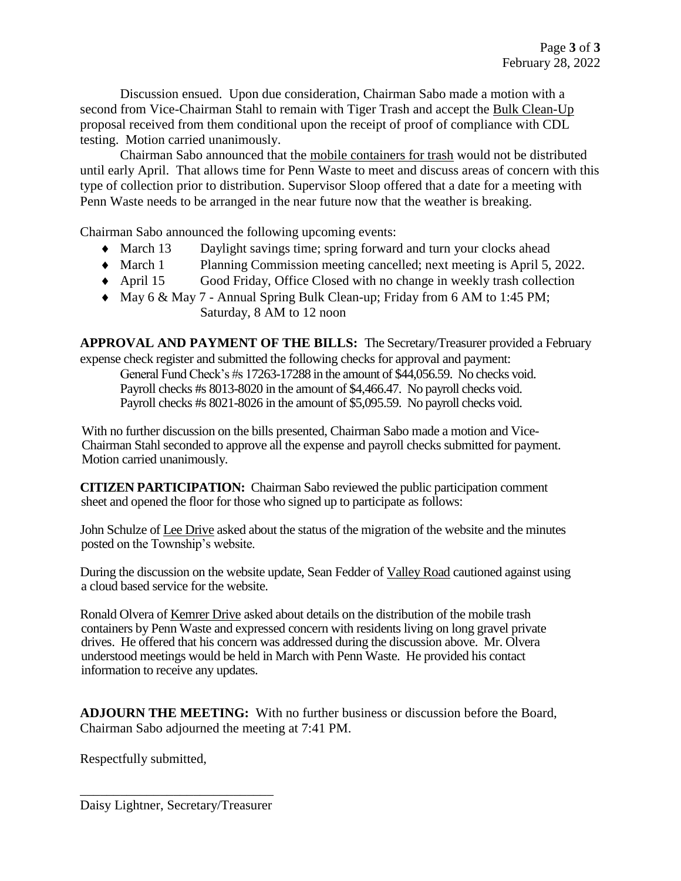Discussion ensued. Upon due consideration, Chairman Sabo made a motion with a second from Vice-Chairman Stahl to remain with Tiger Trash and accept the Bulk Clean-Up proposal received from them conditional upon the receipt of proof of compliance with CDL testing. Motion carried unanimously.

Chairman Sabo announced that the mobile containers for trash would not be distributed until early April. That allows time for Penn Waste to meet and discuss areas of concern with this type of collection prior to distribution. Supervisor Sloop offered that a date for a meeting with Penn Waste needs to be arranged in the near future now that the weather is breaking.

Chairman Sabo announced the following upcoming events:

- March 13 Daylight savings time; spring forward and turn your clocks ahead
- March 1 Planning Commission meeting cancelled; next meeting is April 5, 2022.
- April 15 Good Friday, Office Closed with no change in weekly trash collection
- May 6 & May 7 - Annual Spring Bulk Clean-up; Friday from 6 AM to 1:45 PM; Saturday, 8 AM to 12 noon

**APPROVAL AND PAYMENT OF THE BILLS:** The Secretary/Treasurer provided a February expense check register and submitted the following checks for approval and payment:

General Fund Check's #s 17263-17288 in the amount of $44,056.59. No checks void.
Payroll checks #s 8013-8020 in the amount of $4,466.47. No payroll checks void.
Payroll checks #s 8021-8026 in the amount of $5,095.59. No payroll checks void.

With no further discussion on the bills presented, Chairman Sabo made a motion and Vice-Chairman Stahl seconded to approve all the expense and payroll checks submitted for payment. Motion carried unanimously.

**CITIZEN PARTICIPATION:** Chairman Sabo reviewed the public participation comment sheet and opened the floor for those who signed up to participate as follows:

John Schulze of Lee Drive asked about the status of the migration of the website and the minutes posted on the Township's website.

During the discussion on the website update, Sean Fedder of Valley Road cautioned against using a cloud based service for the website.

Ronald Olvera of Kemrer Drive asked about details on the distribution of the mobile trash containers by Penn Waste and expressed concern with residents living on long gravel private drives. He offered that his concern was addressed during the discussion above. Mr. Olvera understood meetings would be held in March with Penn Waste. He provided his contact information to receive any updates.

**ADJOURN THE MEETING:** With no further business or discussion before the Board, Chairman Sabo adjourned the meeting at 7:41 PM.

Respectfully submitted,

\_\_\_\_\_\_\_\_\_\_\_\_\_\_\_\_\_\_\_\_\_\_\_\_\_\_\_\_\_\_

Daisy Lightner, Secretary/Treasurer